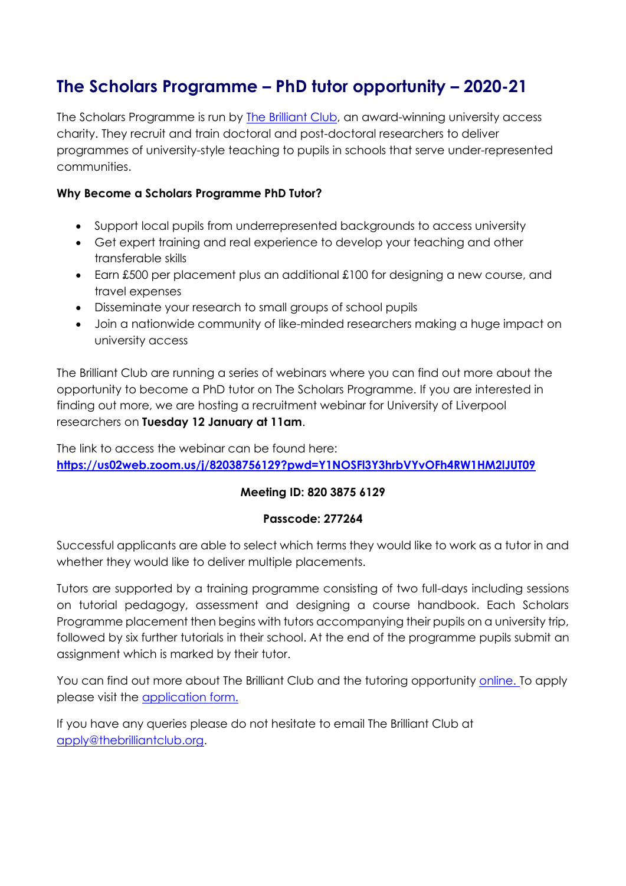# The Scholars Programme – PhD tutor opportunity – 2020-21

The Scholars Programme is run by The Brilliant Club, an award-winning university access charity. They recruit and train doctoral and post-doctoral researchers to deliver programmes of university-style teaching to pupils in schools that serve under-represented communities.

**Why Become a Scholars Programme PhD Tutor?**

- Support local pupils from underrepresented backgrounds to access university
- Get expert training and real experience to develop your teaching and other transferable skills
- Earn £500 per placement plus an additional £100 for designing a new course, and travel expenses
- Disseminate your research to small groups of school pupils
- Join a nationwide community of like-minded researchers making a huge impact on university access

The Brilliant Club are running a series of webinars where you can find out more about the opportunity to become a PhD tutor on The Scholars Programme. If you are interested in finding out more, we are hosting a recruitment webinar for University of Liverpool researchers on **Tuesday 12 January at 11am**.

The link to access the webinar can be found here:
**https://us02web.zoom.us/j/82038756129?pwd=Y1NOSFI3Y3hrbVYvOFh4RW1HM2lJUT09**

**Meeting ID: 820 3875 6129**

**Passcode: 277264**

Successful applicants are able to select which terms they would like to work as a tutor in and whether they would like to deliver multiple placements.

Tutors are supported by a training programme consisting of two full-days including sessions on tutorial pedagogy, assessment and designing a course handbook. Each Scholars Programme placement then begins with tutors accompanying their pupils on a university trip, followed by six further tutorials in their school. At the end of the programme pupils submit an assignment which is marked by their tutor.

You can find out more about The Brilliant Club and the tutoring opportunity online. To apply please visit the application form.

If you have any queries please do not hesitate to email The Brilliant Club at apply@thebrilliantclub.org.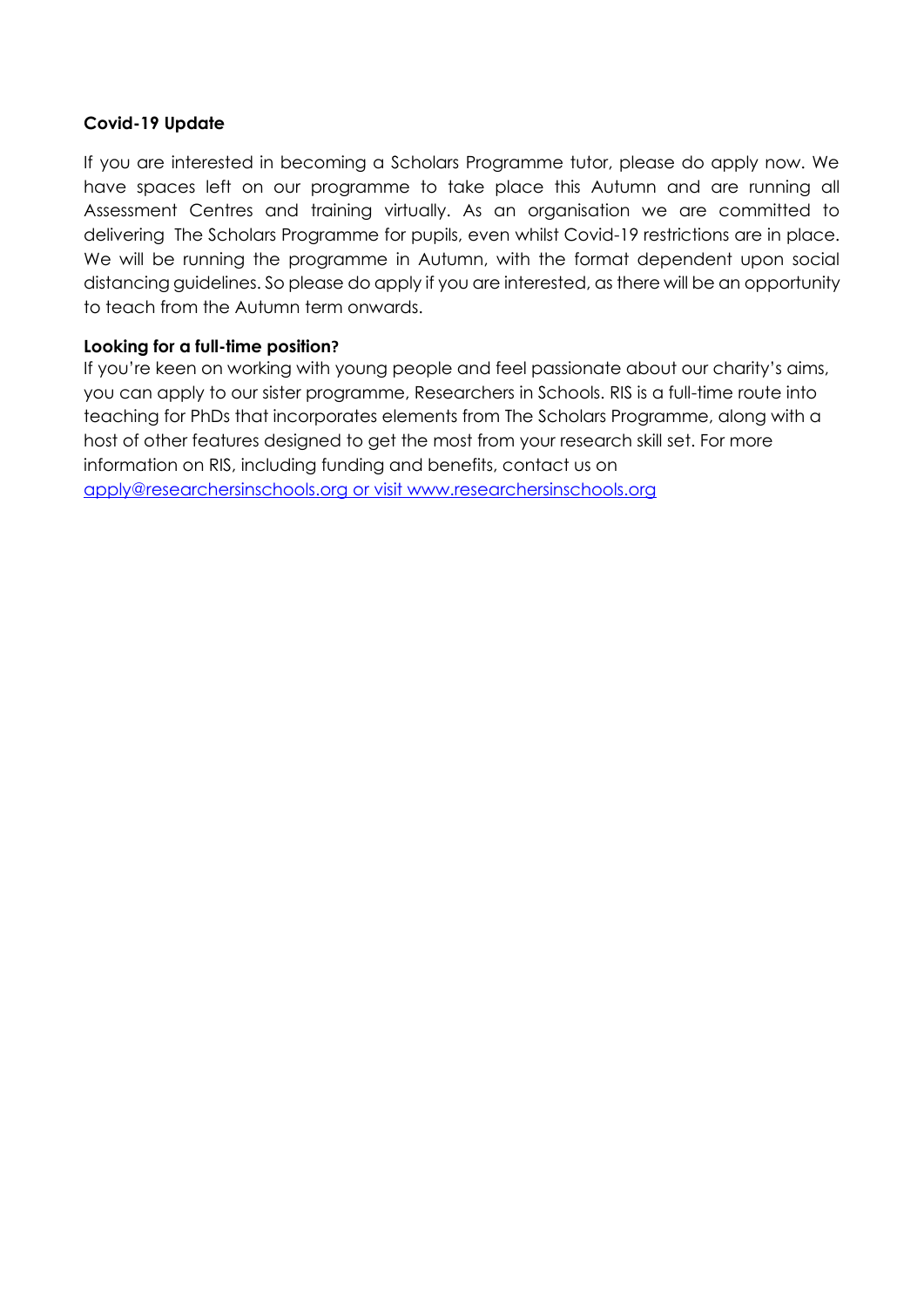**Covid-19 Update**

If you are interested in becoming a Scholars Programme tutor, please do apply now. We have spaces left on our programme to take place this Autumn and are running all Assessment Centres and training virtually. As an organisation we are committed to delivering The Scholars Programme for pupils, even whilst Covid-19 restrictions are in place. We will be running the programme in Autumn, with the format dependent upon social distancing guidelines. So please do apply if you are interested, as there will be an opportunity to teach from the Autumn term onwards.

**Looking for a full-time position?**

If you're keen on working with young people and feel passionate about our charity's aims, you can apply to our sister programme, Researchers in Schools. RIS is a full-time route into teaching for PhDs that incorporates elements from The Scholars Programme, along with a host of other features designed to get the most from your research skill set. For more information on RIS, including funding and benefits, contact us on apply@researchersinschools.org or visit www.researchersinschools.org